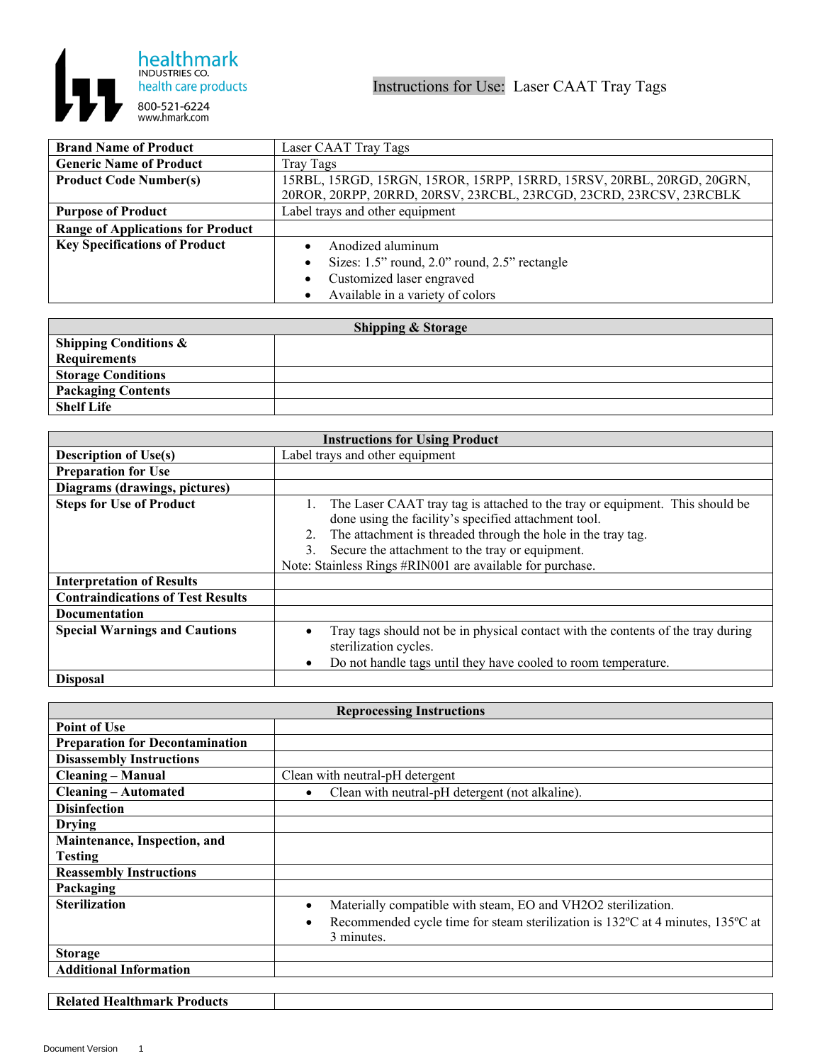healthmark INDUSTRIES CO.
health care products
800-521-6224
www.hmark.com

# Instructions for Use: Laser CAAT Tray Tags

| | |
|---|---|
| **Brand Name of Product** | Laser CAAT Tray Tags |
| **Generic Name of Product** | Tray Tags |
| **Product Code Number(s)** | 15RBL, 15RGD, 15RGN, 15ROR, 15RPP, 15RRD, 15RSV, 20RBL, 20RGD, 20GRN, 20ROR, 20RPP, 20RRD, 20RSV, 23RCBL, 23RCGD, 23CRD, 23RCSV, 23RCBLK |
| **Purpose of Product** | Label trays and other equipment |
| **Range of Applications for Product** | |
| **Key Specifications of Product** | • Anodized aluminum<br>• Sizes: 1.5" round, 2.0" round, 2.5" rectangle<br>• Customized laser engraved<br>• Available in a variety of colors |

| **Shipping & Storage** | |
|---|---|
| **Shipping Conditions & Requirements** | |
| **Storage Conditions** | |
| **Packaging Contents** | |
| **Shelf Life** | |

| **Instructions for Using Product** | |
|---|---|
| **Description of Use(s)** | Label trays and other equipment |
| **Preparation for Use** | |
| **Diagrams (drawings, pictures)** | |
| **Steps for Use of Product** | 1. The Laser CAAT tray tag is attached to the tray or equipment. This should be done using the facility's specified attachment tool.<br>2. The attachment is threaded through the hole in the tray tag.<br>3. Secure the attachment to the tray or equipment.<br>Note: Stainless Rings #RIN001 are available for purchase. |
| **Interpretation of Results** | |
| **Contraindications of Test Results** | |
| **Documentation** | |
| **Special Warnings and Cautions** | • Tray tags should not be in physical contact with the contents of the tray during sterilization cycles.<br>• Do not handle tags until they have cooled to room temperature. |
| **Disposal** | |

| **Reprocessing Instructions** | |
|---|---|
| **Point of Use** | |
| **Preparation for Decontamination** | |
| **Disassembly Instructions** | |
| **Cleaning – Manual** | Clean with neutral-pH detergent |
| **Cleaning – Automated** | • Clean with neutral-pH detergent (not alkaline). |
| **Disinfection** | |
| **Drying** | |
| **Maintenance, Inspection, and Testing** | |
| **Reassembly Instructions** | |
| **Packaging** | |
| **Sterilization** | • Materially compatible with steam, EO and VH2O2 sterilization.<br>• Recommended cycle time for steam sterilization is 132ºC at 4 minutes, 135ºC at 3 minutes. |
| **Storage** | |
| **Additional Information** | |

| **Related Healthmark Products** | |
|---|---|

Document Version 1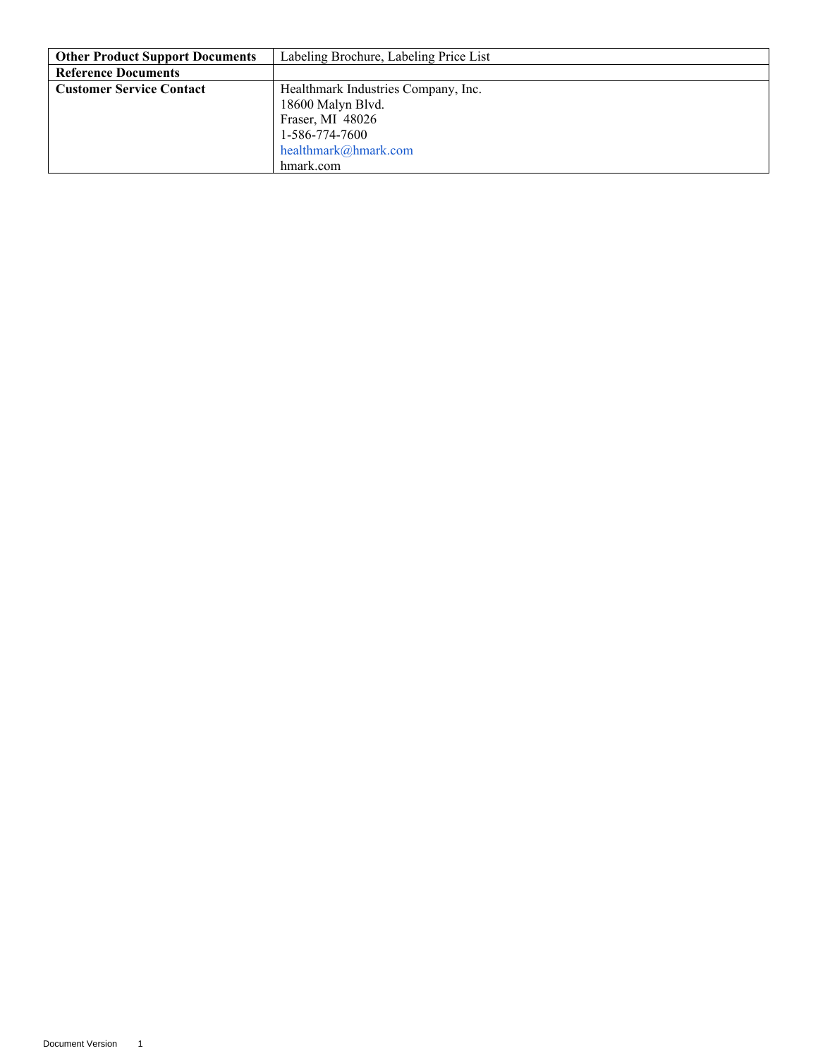| | |
|---|---|
| **Other Product Support Documents** | Labeling Brochure, Labeling Price List |
| **Reference Documents** | |
| **Customer Service Contact** | Healthmark Industries Company, Inc.<br>18600 Malyn Blvd.<br>Fraser, MI 48026<br>1-586-774-7600<br>healthmark@hmark.com<br>hmark.com |

Document Version 1